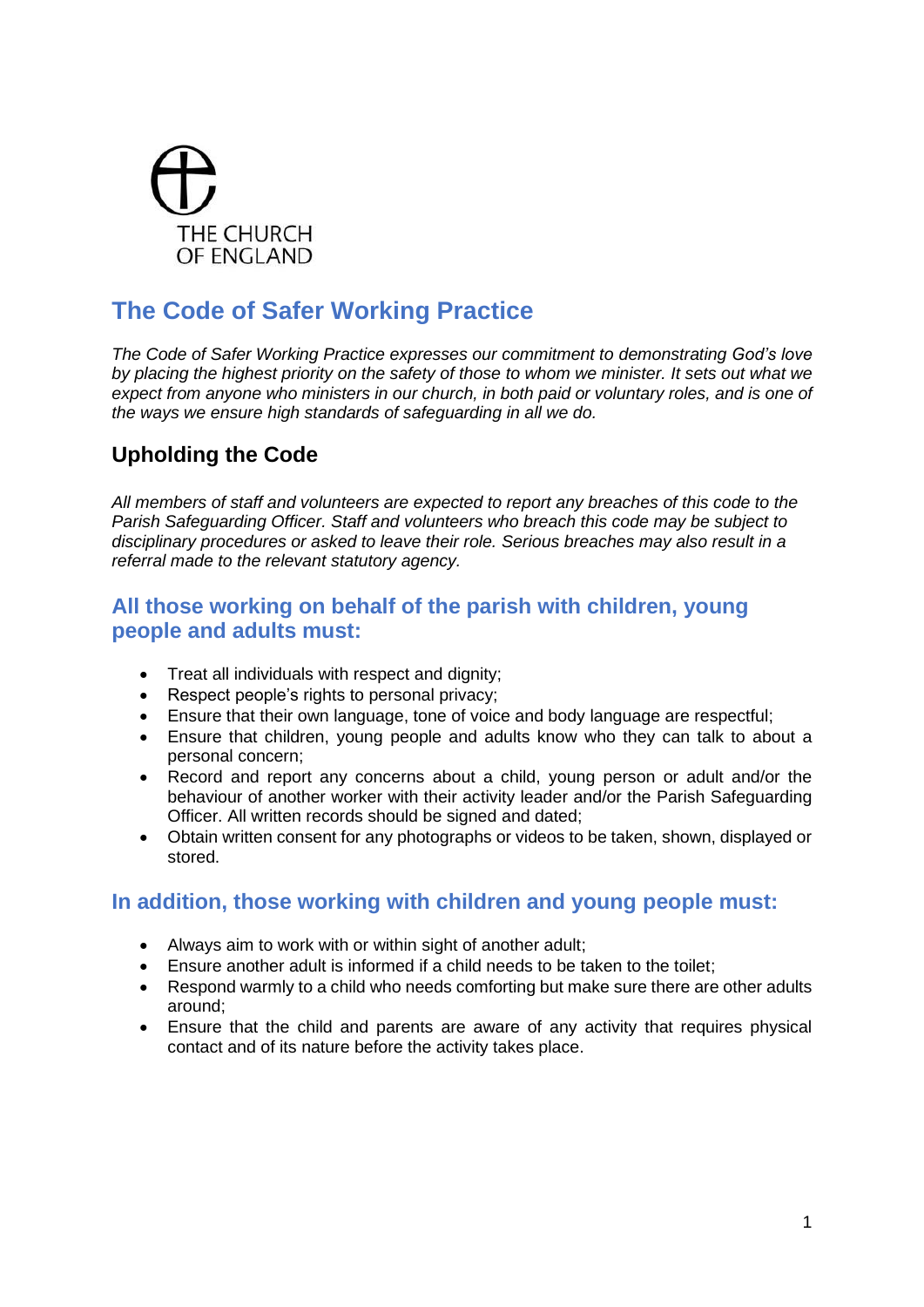THE CHURCH
OF ENGLAND

# The Code of Safer Working Practice

*The Code of Safer Working Practice expresses our commitment to demonstrating God's love by placing the highest priority on the safety of those to whom we minister. It sets out what we expect from anyone who ministers in our church, in both paid or voluntary roles, and is one of the ways we ensure high standards of safeguarding in all we do.*

## Upholding the Code

*All members of staff and volunteers are expected to report any breaches of this code to the Parish Safeguarding Officer. Staff and volunteers who breach this code may be subject to disciplinary procedures or asked to leave their role. Serious breaches may also result in a referral made to the relevant statutory agency.*

## All those working on behalf of the parish with children, young people and adults must:

- Treat all individuals with respect and dignity;
- Respect people's rights to personal privacy;
- Ensure that their own language, tone of voice and body language are respectful;
- Ensure that children, young people and adults know who they can talk to about a personal concern;
- Record and report any concerns about a child, young person or adult and/or the behaviour of another worker with their activity leader and/or the Parish Safeguarding Officer. All written records should be signed and dated;
- Obtain written consent for any photographs or videos to be taken, shown, displayed or stored.

## In addition, those working with children and young people must:

- Always aim to work with or within sight of another adult;
- Ensure another adult is informed if a child needs to be taken to the toilet;
- Respond warmly to a child who needs comforting but make sure there are other adults around;
- Ensure that the child and parents are aware of any activity that requires physical contact and of its nature before the activity takes place.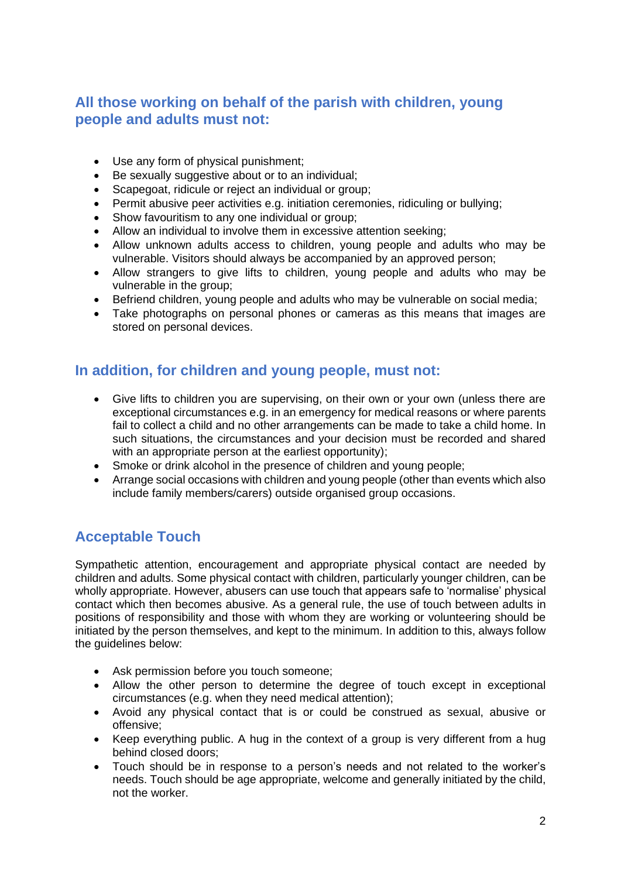## All those working on behalf of the parish with children, young people and adults must not:

- Use any form of physical punishment;
- Be sexually suggestive about or to an individual;
- Scapegoat, ridicule or reject an individual or group;
- Permit abusive peer activities e.g. initiation ceremonies, ridiculing or bullying;
- Show favouritism to any one individual or group;
- Allow an individual to involve them in excessive attention seeking;
- Allow unknown adults access to children, young people and adults who may be vulnerable. Visitors should always be accompanied by an approved person;
- Allow strangers to give lifts to children, young people and adults who may be vulnerable in the group;
- Befriend children, young people and adults who may be vulnerable on social media;
- Take photographs on personal phones or cameras as this means that images are stored on personal devices.

## In addition, for children and young people, must not:

- Give lifts to children you are supervising, on their own or your own (unless there are exceptional circumstances e.g. in an emergency for medical reasons or where parents fail to collect a child and no other arrangements can be made to take a child home. In such situations, the circumstances and your decision must be recorded and shared with an appropriate person at the earliest opportunity);
- Smoke or drink alcohol in the presence of children and young people;
- Arrange social occasions with children and young people (other than events which also include family members/carers) outside organised group occasions.

## Acceptable Touch

Sympathetic attention, encouragement and appropriate physical contact are needed by children and adults. Some physical contact with children, particularly younger children, can be wholly appropriate. However, abusers can use touch that appears safe to 'normalise' physical contact which then becomes abusive. As a general rule, the use of touch between adults in positions of responsibility and those with whom they are working or volunteering should be initiated by the person themselves, and kept to the minimum. In addition to this, always follow the guidelines below:

- Ask permission before you touch someone;
- Allow the other person to determine the degree of touch except in exceptional circumstances (e.g. when they need medical attention);
- Avoid any physical contact that is or could be construed as sexual, abusive or offensive;
- Keep everything public. A hug in the context of a group is very different from a hug behind closed doors;
- Touch should be in response to a person's needs and not related to the worker's needs. Touch should be age appropriate, welcome and generally initiated by the child, not the worker.